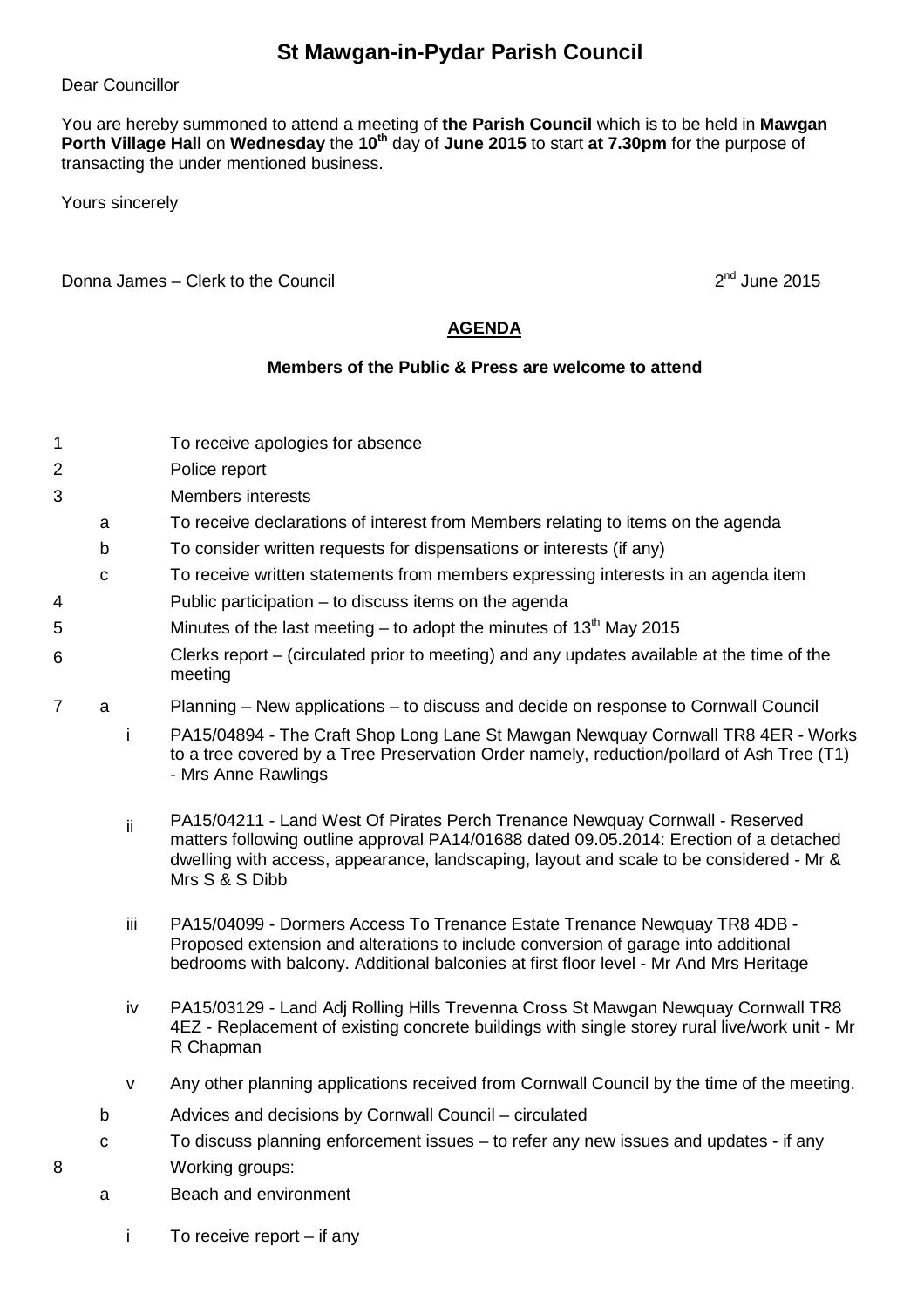# St Mawgan-in-Pydar Parish Council

Dear Councillor

You are hereby summoned to attend a meeting of **the Parish Council** which is to be held in **Mawgan Porth Village Hall** on **Wednesday** the **10th** day of **June 2015** to start **at 7.30pm** for the purpose of transacting the under mentioned business.

Yours sincerely

Donna James – Clerk to the Council

2nd June 2015

## AGENDA

**Members of the Public & Press are welcome to attend**

1. To receive apologies for absence
2. Police report
3. Members interests
   - a. To receive declarations of interest from Members relating to items on the agenda
   - b. To consider written requests for dispensations or interests (if any)
   - c. To receive written statements from members expressing interests in an agenda item
4. Public participation – to discuss items on the agenda
5. Minutes of the last meeting – to adopt the minutes of 13th May 2015
6. Clerks report – (circulated prior to meeting) and any updates available at the time of the meeting
7. a. Planning – New applications – to discuss and decide on response to Cornwall Council
   - i. PA15/04894 - The Craft Shop Long Lane St Mawgan Newquay Cornwall TR8 4ER - Works to a tree covered by a Tree Preservation Order namely, reduction/pollard of Ash Tree (T1) - Mrs Anne Rawlings
   - ii. PA15/04211 - Land West Of Pirates Perch Trenance Newquay Cornwall - Reserved matters following outline approval PA14/01688 dated 09.05.2014: Erection of a detached dwelling with access, appearance, landscaping, layout and scale to be considered - Mr & Mrs S & S Dibb
   - iii. PA15/04099 - Dormers Access To Trenance Estate Trenance Newquay TR8 4DB - Proposed extension and alterations to include conversion of garage into additional bedrooms with balcony. Additional balconies at first floor level - Mr And Mrs Heritage
   - iv. PA15/03129 - Land Adj Rolling Hills Trevenna Cross St Mawgan Newquay Cornwall TR8 4EZ - Replacement of existing concrete buildings with single storey rural live/work unit - Mr R Chapman
   - v. Any other planning applications received from Cornwall Council by the time of the meeting.

   b. Advices and decisions by Cornwall Council – circulated

   c. To discuss planning enforcement issues – to refer any new issues and updates - if any
8. Working groups:
   - a. Beach and environment
     - i. To receive report – if any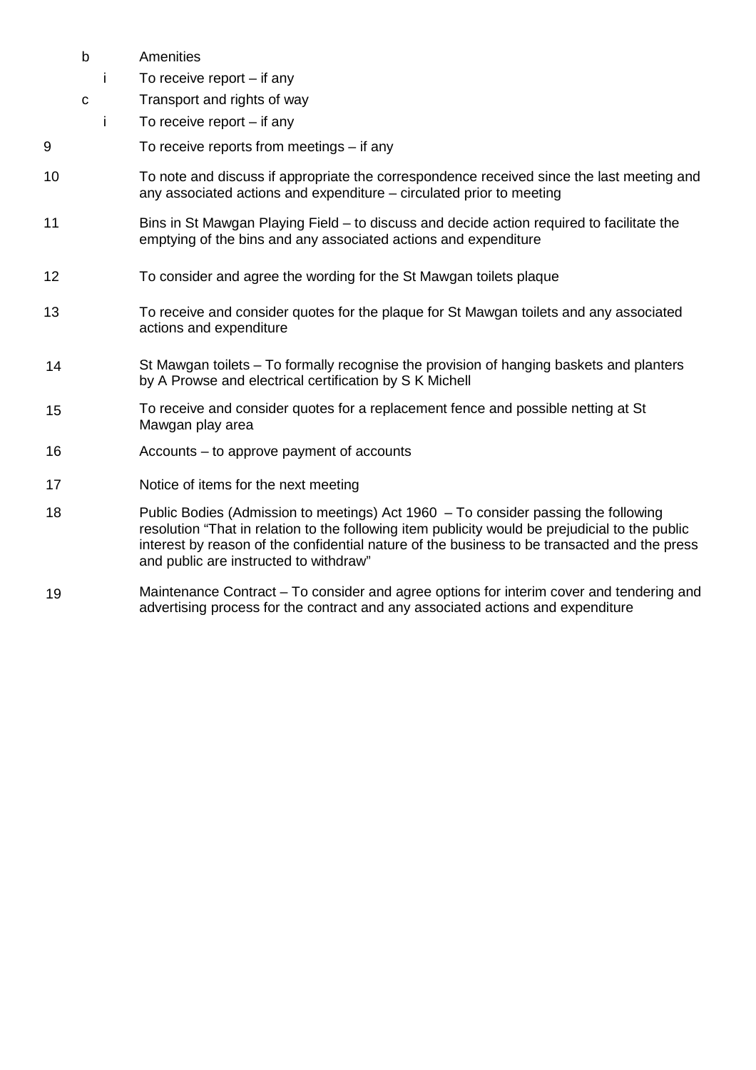- b Amenities
  - i To receive report – if any
- c Transport and rights of way
  - i To receive report – if any

9 To receive reports from meetings – if any

10 To note and discuss if appropriate the correspondence received since the last meeting and any associated actions and expenditure – circulated prior to meeting

11 Bins in St Mawgan Playing Field – to discuss and decide action required to facilitate the emptying of the bins and any associated actions and expenditure

12 To consider and agree the wording for the St Mawgan toilets plaque

13 To receive and consider quotes for the plaque for St Mawgan toilets and any associated actions and expenditure

14 St Mawgan toilets – To formally recognise the provision of hanging baskets and planters by A Prowse and electrical certification by S K Michell

15 To receive and consider quotes for a replacement fence and possible netting at St Mawgan play area

16 Accounts – to approve payment of accounts

17 Notice of items for the next meeting

18 Public Bodies (Admission to meetings) Act 1960 – To consider passing the following resolution "That in relation to the following item publicity would be prejudicial to the public interest by reason of the confidential nature of the business to be transacted and the press and public are instructed to withdraw"

19 Maintenance Contract – To consider and agree options for interim cover and tendering and advertising process for the contract and any associated actions and expenditure